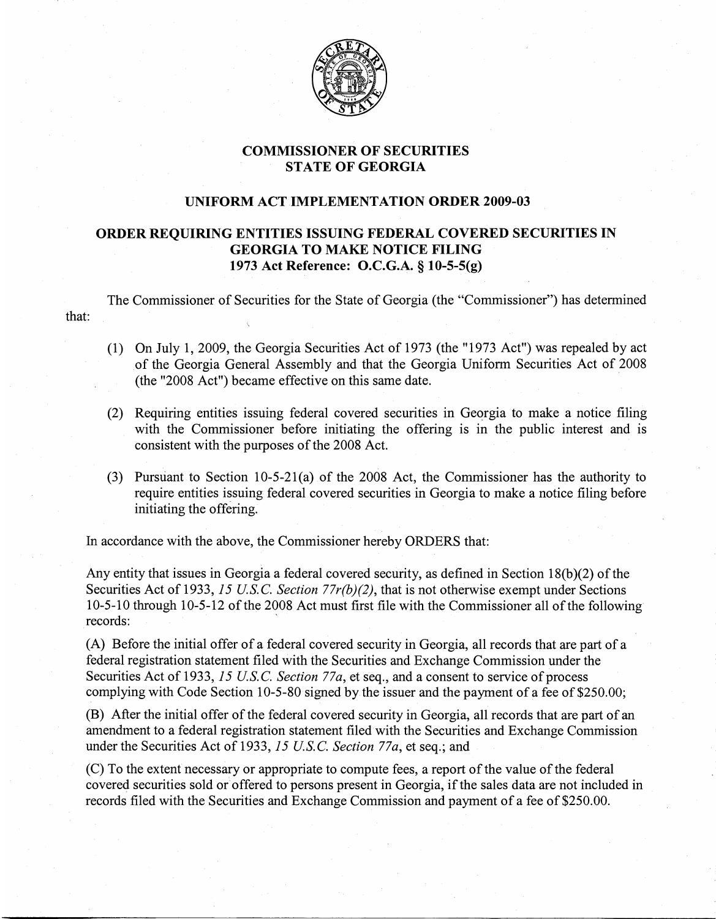# COMMISSIONER OF SECURITIES
# STATE OF GEORGIA

## UNIFORM ACT IMPLEMENTATION ORDER 2009-03

## ORDER REQUIRING ENTITIES ISSUING FEDERAL COVERED SECURITIES IN GEORGIA TO MAKE NOTICE FILING
## 1973 Act Reference: O.C.G.A. § 10-5-5(g)

The Commissioner of Securities for the State of Georgia (the "Commissioner") has determined that:

(1) On July 1, 2009, the Georgia Securities Act of 1973 (the "1973 Act") was repealed by act of the Georgia General Assembly and that the Georgia Uniform Securities Act of 2008 (the "2008 Act") became effective on this same date.

(2) Requiring entities issuing federal covered securities in Georgia to make a notice filing with the Commissioner before initiating the offering is in the public interest and is consistent with the purposes of the 2008 Act.

(3) Pursuant to Section 10-5-21(a) of the 2008 Act, the Commissioner has the authority to require entities issuing federal covered securities in Georgia to make a notice filing before initiating the offering.

In accordance with the above, the Commissioner hereby ORDERS that:

Any entity that issues in Georgia a federal covered security, as defined in Section 18(b)(2) of the Securities Act of 1933, *15 U.S.C. Section 77r(b)(2)*, that is not otherwise exempt under Sections 10-5-10 through 10-5-12 of the 2008 Act must first file with the Commissioner all of the following records:

(A) Before the initial offer of a federal covered security in Georgia, all records that are part of a federal registration statement filed with the Securities and Exchange Commission under the Securities Act of 1933, *15 U.S.C. Section 77a*, et seq., and a consent to service of process complying with Code Section 10-5-80 signed by the issuer and the payment of a fee of $250.00;

(B) After the initial offer of the federal covered security in Georgia, all records that are part of an amendment to a federal registration statement filed with the Securities and Exchange Commission under the Securities Act of 1933, *15 U.S.C. Section 77a*, et seq.; and

(C) To the extent necessary or appropriate to compute fees, a report of the value of the federal covered securities sold or offered to persons present in Georgia, if the sales data are not included in records filed with the Securities and Exchange Commission and payment of a fee of $250.00.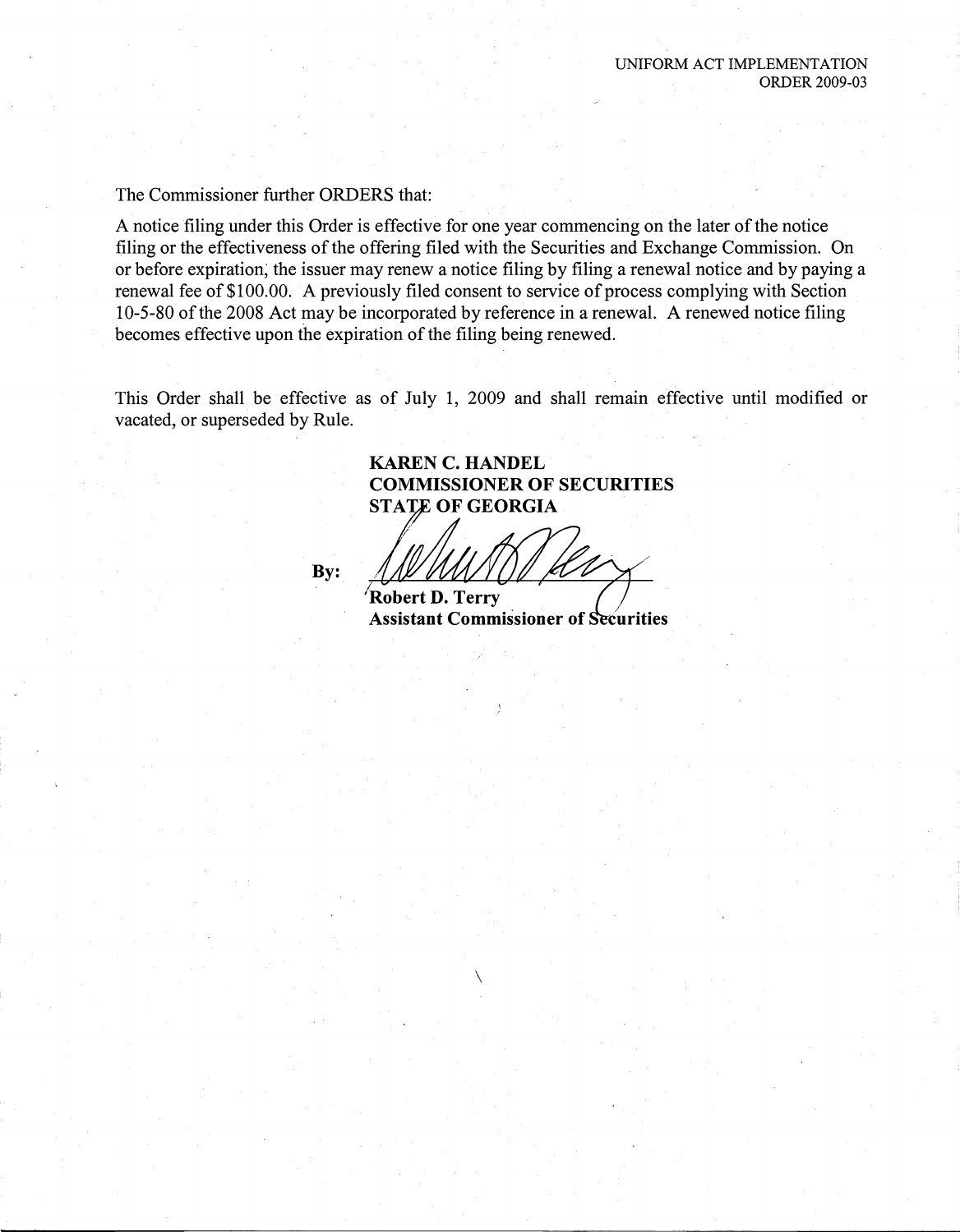The Commissioner further ORDERS that:

A notice filing under this Order is effective for one year commencing on the later of the notice filing or the effectiveness of the offering filed with the Securities and Exchange Commission. On or before expiration, the issuer may renew a notice filing by filing a renewal notice and by paying a renewal fee of $100.00. A previously filed consent to service of process complying with Section 10-5-80 of the 2008 Act may be incorporated by reference in a renewal. A renewed notice filing becomes effective upon the expiration of the filing being renewed.

This Order shall be effective as of July 1, 2009 and shall remain effective until modified or vacated, or superseded by Rule.

**KAREN C. HANDEL**
**COMMISSIONER OF SECURITIES**
**STATE OF GEORGIA**

**By:** ______________________

**Robert D. Terry**
**Assistant Commissioner of Securities**